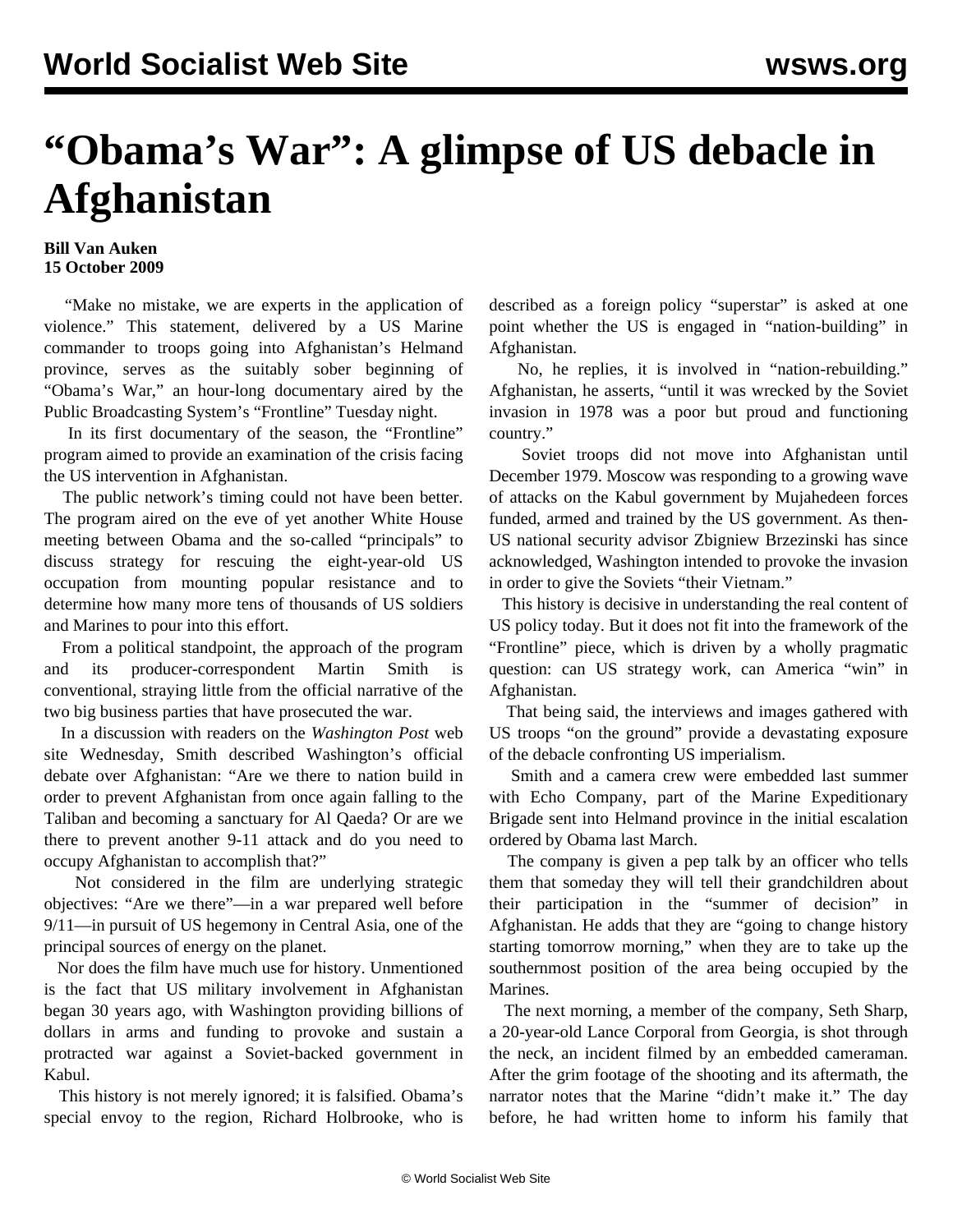# “Obama’s War”: A glimpse of US debacle in Afghanistan

**Bill Van Auken**
**15 October 2009**

“Make no mistake, we are experts in the application of violence.” This statement, delivered by a US Marine commander to troops going into Afghanistan’s Helmand province, serves as the suitably sober beginning of “Obama’s War,” an hour-long documentary aired by the Public Broadcasting System’s “Frontline” Tuesday night.

In its first documentary of the season, the “Frontline” program aimed to provide an examination of the crisis facing the US intervention in Afghanistan.

The public network’s timing could not have been better. The program aired on the eve of yet another White House meeting between Obama and the so-called “principals” to discuss strategy for rescuing the eight-year-old US occupation from mounting popular resistance and to determine how many more tens of thousands of US soldiers and Marines to pour into this effort.

From a political standpoint, the approach of the program and its producer-correspondent Martin Smith is conventional, straying little from the official narrative of the two big business parties that have prosecuted the war.

In a discussion with readers on the *Washington Post* web site Wednesday, Smith described Washington’s official debate over Afghanistan: “Are we there to nation build in order to prevent Afghanistan from once again falling to the Taliban and becoming a sanctuary for Al Qaeda? Or are we there to prevent another 9-11 attack and do you need to occupy Afghanistan to accomplish that?”

Not considered in the film are underlying strategic objectives: “Are we there”—in a war prepared well before 9/11—in pursuit of US hegemony in Central Asia, one of the principal sources of energy on the planet.

Nor does the film have much use for history. Unmentioned is the fact that US military involvement in Afghanistan began 30 years ago, with Washington providing billions of dollars in arms and funding to provoke and sustain a protracted war against a Soviet-backed government in Kabul.

This history is not merely ignored; it is falsified. Obama’s special envoy to the region, Richard Holbrooke, who is described as a foreign policy “superstar” is asked at one point whether the US is engaged in “nation-building” in Afghanistan.

No, he replies, it is involved in “nation-rebuilding.” Afghanistan, he asserts, “until it was wrecked by the Soviet invasion in 1978 was a poor but proud and functioning country.”

Soviet troops did not move into Afghanistan until December 1979. Moscow was responding to a growing wave of attacks on the Kabul government by Mujahedeen forces funded, armed and trained by the US government. As then-US national security advisor Zbigniew Brzezinski has since acknowledged, Washington intended to provoke the invasion in order to give the Soviets “their Vietnam.”

This history is decisive in understanding the real content of US policy today. But it does not fit into the framework of the “Frontline” piece, which is driven by a wholly pragmatic question: can US strategy work, can America “win” in Afghanistan.

That being said, the interviews and images gathered with US troops “on the ground” provide a devastating exposure of the debacle confronting US imperialism.

Smith and a camera crew were embedded last summer with Echo Company, part of the Marine Expeditionary Brigade sent into Helmand province in the initial escalation ordered by Obama last March.

The company is given a pep talk by an officer who tells them that someday they will tell their grandchildren about their participation in the “summer of decision” in Afghanistan. He adds that they are “going to change history starting tomorrow morning,” when they are to take up the southernmost position of the area being occupied by the Marines.

The next morning, a member of the company, Seth Sharp, a 20-year-old Lance Corporal from Georgia, is shot through the neck, an incident filmed by an embedded cameraman. After the grim footage of the shooting and its aftermath, the narrator notes that the Marine “didn’t make it.” The day before, he had written home to inform his family that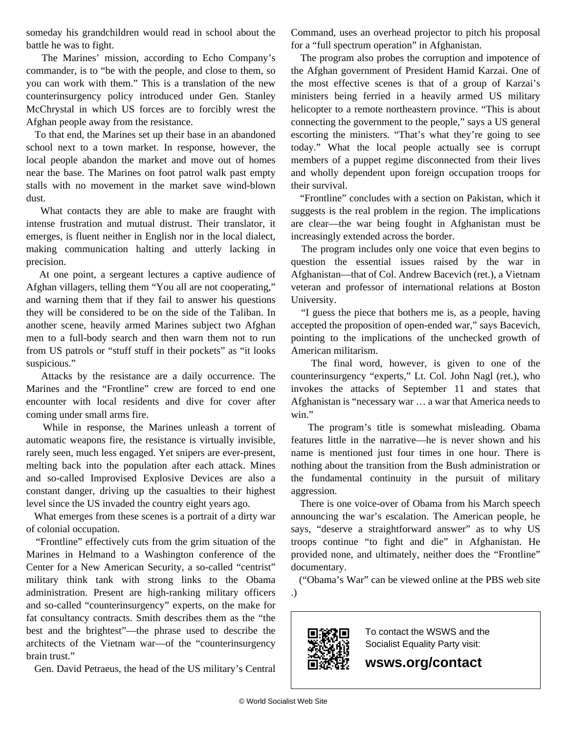someday his grandchildren would read in school about the battle he was to fight.

The Marines' mission, according to Echo Company's commander, is to "be with the people, and close to them, so you can work with them." This is a translation of the new counterinsurgency policy introduced under Gen. Stanley McChrystal in which US forces are to forcibly wrest the Afghan people away from the resistance.

To that end, the Marines set up their base in an abandoned school next to a town market. In response, however, the local people abandon the market and move out of homes near the base. The Marines on foot patrol walk past empty stalls with no movement in the market save wind-blown dust.

What contacts they are able to make are fraught with intense frustration and mutual distrust. Their translator, it emerges, is fluent neither in English nor in the local dialect, making communication halting and utterly lacking in precision.

At one point, a sergeant lectures a captive audience of Afghan villagers, telling them "You all are not cooperating," and warning them that if they fail to answer his questions they will be considered to be on the side of the Taliban. In another scene, heavily armed Marines subject two Afghan men to a full-body search and then warn them not to run from US patrols or "stuff stuff in their pockets" as "it looks suspicious."

Attacks by the resistance are a daily occurrence. The Marines and the "Frontline" crew are forced to end one encounter with local residents and dive for cover after coming under small arms fire.

While in response, the Marines unleash a torrent of automatic weapons fire, the resistance is virtually invisible, rarely seen, much less engaged. Yet snipers are ever-present, melting back into the population after each attack. Mines and so-called Improvised Explosive Devices are also a constant danger, driving up the casualties to their highest level since the US invaded the country eight years ago.

What emerges from these scenes is a portrait of a dirty war of colonial occupation.

"Frontline" effectively cuts from the grim situation of the Marines in Helmand to a Washington conference of the Center for a New American Security, a so-called "centrist" military think tank with strong links to the Obama administration. Present are high-ranking military officers and so-called "counterinsurgency" experts, on the make for fat consultancy contracts. Smith describes them as the "the best and the brightest"—the phrase used to describe the architects of the Vietnam war—of the "counterinsurgency brain trust."

Gen. David Petraeus, the head of the US military's Central Command, uses an overhead projector to pitch his proposal for a "full spectrum operation" in Afghanistan.

The program also probes the corruption and impotence of the Afghan government of President Hamid Karzai. One of the most effective scenes is that of a group of Karzai's ministers being ferried in a heavily armed US military helicopter to a remote northeastern province. "This is about connecting the government to the people," says a US general escorting the ministers. "That's what they're going to see today." What the local people actually see is corrupt members of a puppet regime disconnected from their lives and wholly dependent upon foreign occupation troops for their survival.

"Frontline" concludes with a section on Pakistan, which it suggests is the real problem in the region. The implications are clear—the war being fought in Afghanistan must be increasingly extended across the border.

The program includes only one voice that even begins to question the essential issues raised by the war in Afghanistan—that of Col. Andrew Bacevich (ret.), a Vietnam veteran and professor of international relations at Boston University.

"I guess the piece that bothers me is, as a people, having accepted the proposition of open-ended war," says Bacevich, pointing to the implications of the unchecked growth of American militarism.

The final word, however, is given to one of the counterinsurgency "experts," Lt. Col. John Nagl (ret.), who invokes the attacks of September 11 and states that Afghanistan is "necessary war … a war that America needs to win."

The program's title is somewhat misleading. Obama features little in the narrative—he is never shown and his name is mentioned just four times in one hour. There is nothing about the transition from the Bush administration or the fundamental continuity in the pursuit of military aggression.

There is one voice-over of Obama from his March speech announcing the war's escalation. The American people, he says, "deserve a straightforward answer" as to why US troops continue "to fight and die" in Afghanistan. He provided none, and ultimately, neither does the "Frontline" documentary.

("Obama's War" can be viewed online at the PBS web site .)

To contact the WSWS and the Socialist Equality Party visit:

**wsws.org/contact**